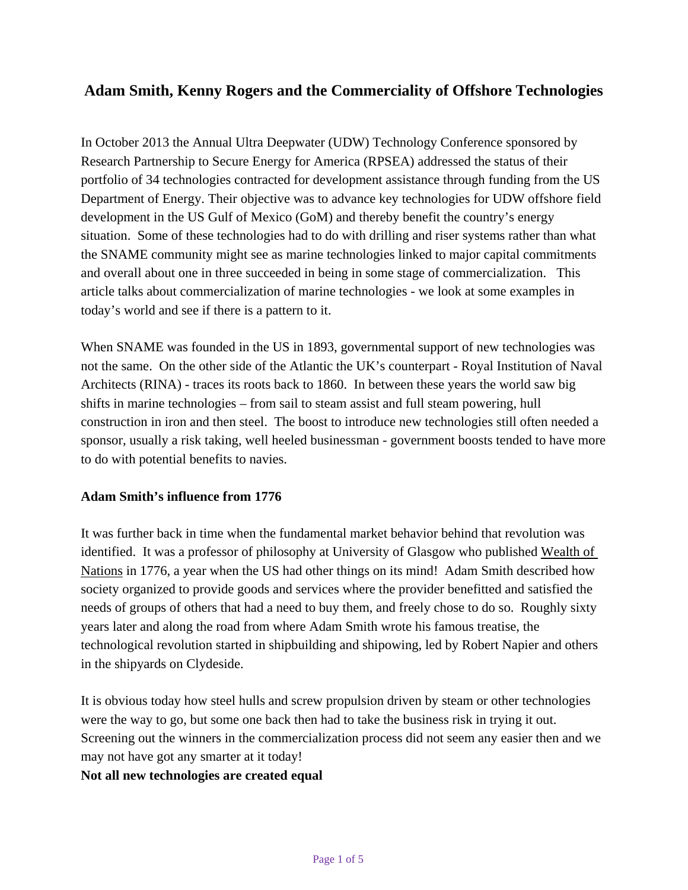# Adam Smith, Kenny Rogers and the Commerciality of Offshore Technologies

In October 2013 the Annual Ultra Deepwater (UDW) Technology Conference sponsored by Research Partnership to Secure Energy for America (RPSEA) addressed the status of their portfolio of 34 technologies contracted for development assistance through funding from the US Department of Energy. Their objective was to advance key technologies for UDW offshore field development in the US Gulf of Mexico (GoM) and thereby benefit the country's energy situation. Some of these technologies had to do with drilling and riser systems rather than what the SNAME community might see as marine technologies linked to major capital commitments and overall about one in three succeeded in being in some stage of commercialization. This article talks about commercialization of marine technologies - we look at some examples in today's world and see if there is a pattern to it.

When SNAME was founded in the US in 1893, governmental support of new technologies was not the same. On the other side of the Atlantic the UK's counterpart - Royal Institution of Naval Architects (RINA) - traces its roots back to 1860. In between these years the world saw big shifts in marine technologies – from sail to steam assist and full steam powering, hull construction in iron and then steel. The boost to introduce new technologies still often needed a sponsor, usually a risk taking, well heeled businessman - government boosts tended to have more to do with potential benefits to navies.

**Adam Smith's influence from 1776**

It was further back in time when the fundamental market behavior behind that revolution was identified. It was a professor of philosophy at University of Glasgow who published Wealth of Nations in 1776, a year when the US had other things on its mind! Adam Smith described how society organized to provide goods and services where the provider benefitted and satisfied the needs of groups of others that had a need to buy them, and freely chose to do so. Roughly sixty years later and along the road from where Adam Smith wrote his famous treatise, the technological revolution started in shipbuilding and shipowing, led by Robert Napier and others in the shipyards on Clydeside.

It is obvious today how steel hulls and screw propulsion driven by steam or other technologies were the way to go, but some one back then had to take the business risk in trying it out. Screening out the winners in the commercialization process did not seem any easier then and we may not have got any smarter at it today!

**Not all new technologies are created equal**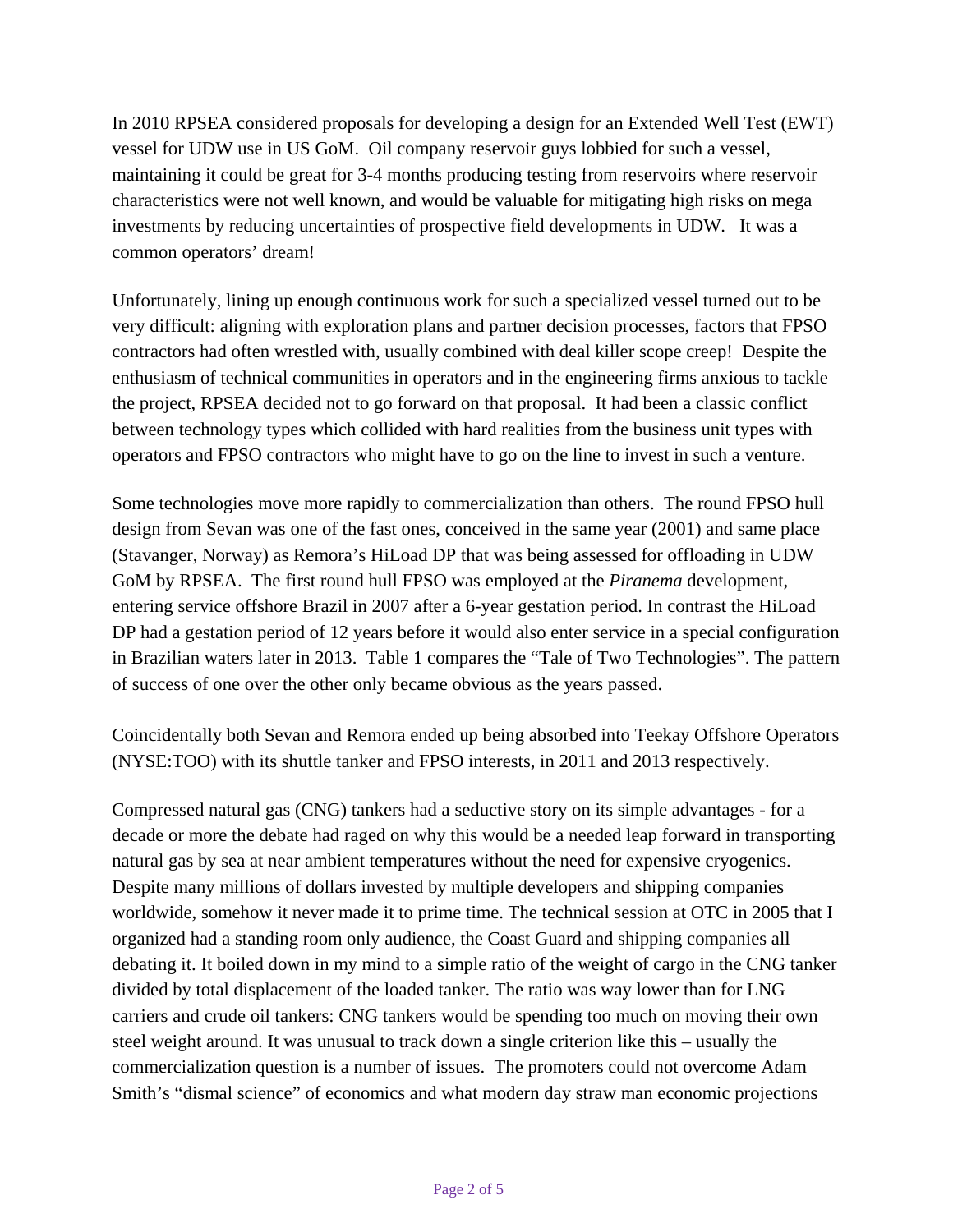In 2010 RPSEA considered proposals for developing a design for an Extended Well Test (EWT) vessel for UDW use in US GoM. Oil company reservoir guys lobbied for such a vessel, maintaining it could be great for 3-4 months producing testing from reservoirs where reservoir characteristics were not well known, and would be valuable for mitigating high risks on mega investments by reducing uncertainties of prospective field developments in UDW. It was a common operators' dream!

Unfortunately, lining up enough continuous work for such a specialized vessel turned out to be very difficult: aligning with exploration plans and partner decision processes, factors that FPSO contractors had often wrestled with, usually combined with deal killer scope creep! Despite the enthusiasm of technical communities in operators and in the engineering firms anxious to tackle the project, RPSEA decided not to go forward on that proposal. It had been a classic conflict between technology types which collided with hard realities from the business unit types with operators and FPSO contractors who might have to go on the line to invest in such a venture.

Some technologies move more rapidly to commercialization than others. The round FPSO hull design from Sevan was one of the fast ones, conceived in the same year (2001) and same place (Stavanger, Norway) as Remora's HiLoad DP that was being assessed for offloading in UDW GoM by RPSEA. The first round hull FPSO was employed at the *Piranema* development, entering service offshore Brazil in 2007 after a 6-year gestation period. In contrast the HiLoad DP had a gestation period of 12 years before it would also enter service in a special configuration in Brazilian waters later in 2013. Table 1 compares the "Tale of Two Technologies". The pattern of success of one over the other only became obvious as the years passed.

Coincidentally both Sevan and Remora ended up being absorbed into Teekay Offshore Operators (NYSE:TOO) with its shuttle tanker and FPSO interests, in 2011 and 2013 respectively.

Compressed natural gas (CNG) tankers had a seductive story on its simple advantages - for a decade or more the debate had raged on why this would be a needed leap forward in transporting natural gas by sea at near ambient temperatures without the need for expensive cryogenics. Despite many millions of dollars invested by multiple developers and shipping companies worldwide, somehow it never made it to prime time. The technical session at OTC in 2005 that I organized had a standing room only audience, the Coast Guard and shipping companies all debating it. It boiled down in my mind to a simple ratio of the weight of cargo in the CNG tanker divided by total displacement of the loaded tanker. The ratio was way lower than for LNG carriers and crude oil tankers: CNG tankers would be spending too much on moving their own steel weight around. It was unusual to track down a single criterion like this – usually the commercialization question is a number of issues. The promoters could not overcome Adam Smith's "dismal science" of economics and what modern day straw man economic projections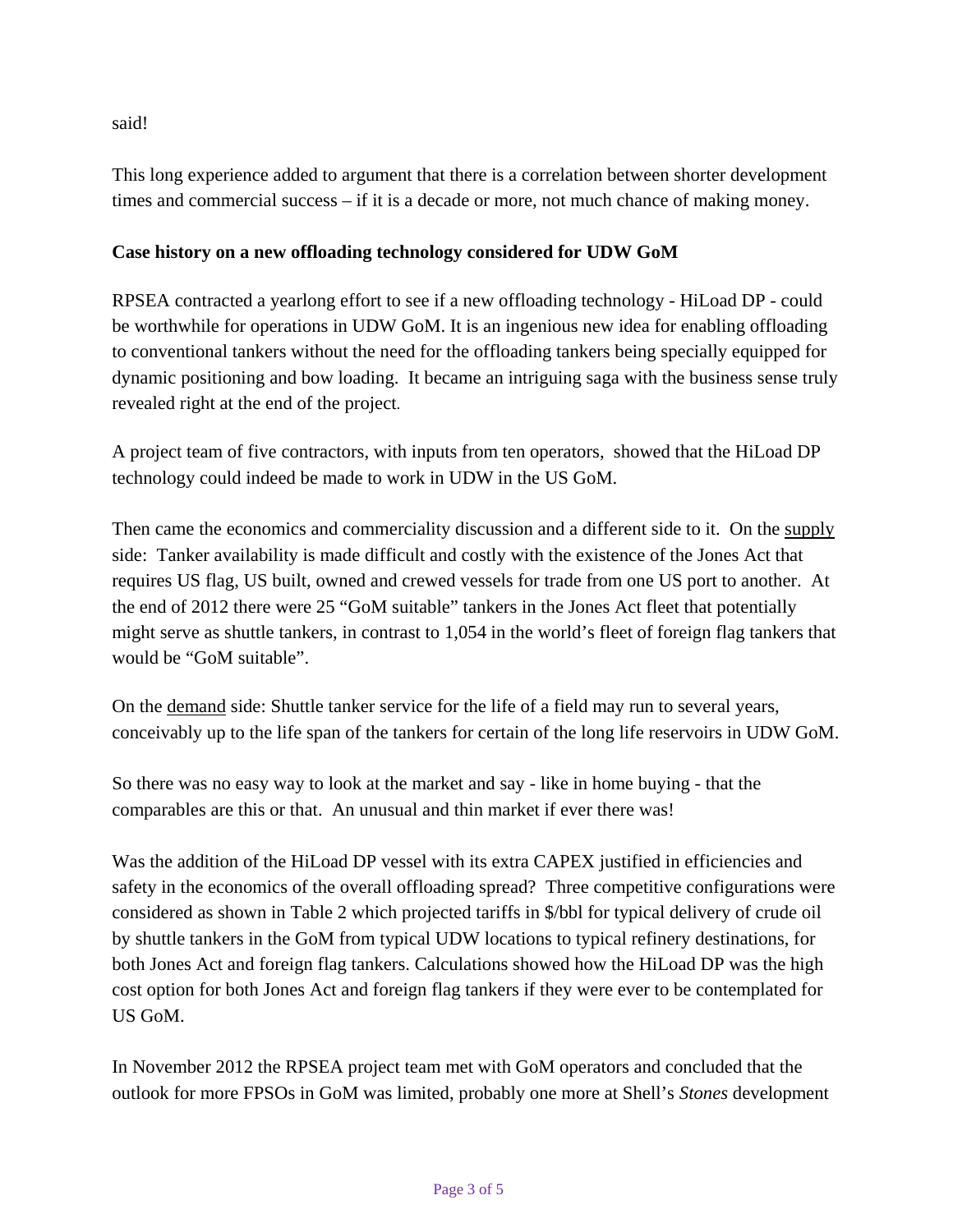said!

This long experience added to argument that there is a correlation between shorter development times and commercial success – if it is a decade or more, not much chance of making money.

**Case history on a new offloading technology considered for UDW GoM**

RPSEA contracted a yearlong effort to see if a new offloading technology - HiLoad DP - could be worthwhile for operations in UDW GoM. It is an ingenious new idea for enabling offloading to conventional tankers without the need for the offloading tankers being specially equipped for dynamic positioning and bow loading. It became an intriguing saga with the business sense truly revealed right at the end of the project.

A project team of five contractors, with inputs from ten operators, showed that the HiLoad DP technology could indeed be made to work in UDW in the US GoM.

Then came the economics and commerciality discussion and a different side to it. On the supply side: Tanker availability is made difficult and costly with the existence of the Jones Act that requires US flag, US built, owned and crewed vessels for trade from one US port to another. At the end of 2012 there were 25 "GoM suitable" tankers in the Jones Act fleet that potentially might serve as shuttle tankers, in contrast to 1,054 in the world's fleet of foreign flag tankers that would be "GoM suitable".

On the demand side: Shuttle tanker service for the life of a field may run to several years, conceivably up to the life span of the tankers for certain of the long life reservoirs in UDW GoM.

So there was no easy way to look at the market and say - like in home buying - that the comparables are this or that. An unusual and thin market if ever there was!

Was the addition of the HiLoad DP vessel with its extra CAPEX justified in efficiencies and safety in the economics of the overall offloading spread? Three competitive configurations were considered as shown in Table 2 which projected tariffs in $/bbl for typical delivery of crude oil by shuttle tankers in the GoM from typical UDW locations to typical refinery destinations, for both Jones Act and foreign flag tankers. Calculations showed how the HiLoad DP was the high cost option for both Jones Act and foreign flag tankers if they were ever to be contemplated for US GoM.

In November 2012 the RPSEA project team met with GoM operators and concluded that the outlook for more FPSOs in GoM was limited, probably one more at Shell's *Stones* development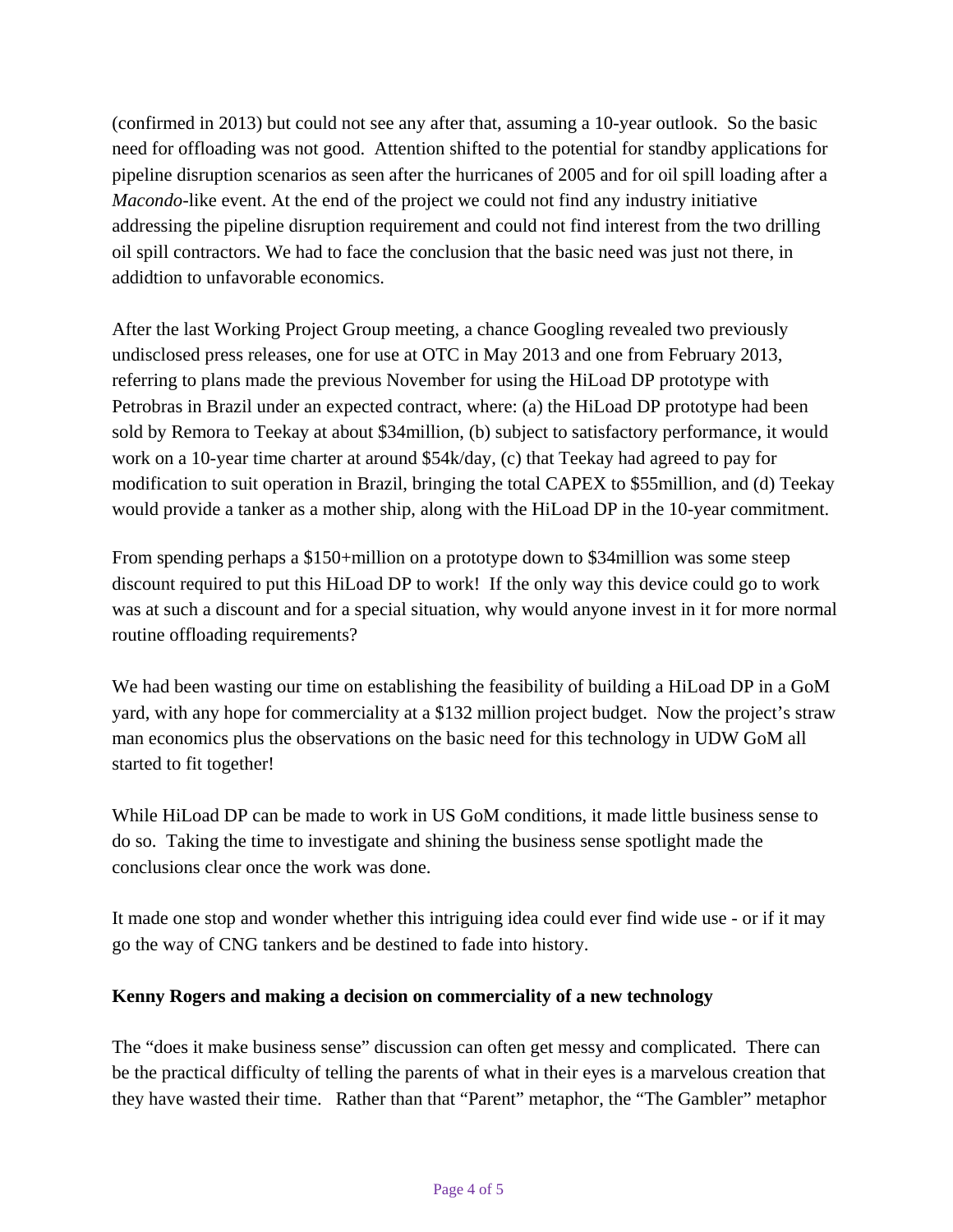(confirmed in 2013) but could not see any after that, assuming a 10-year outlook. So the basic need for offloading was not good. Attention shifted to the potential for standby applications for pipeline disruption scenarios as seen after the hurricanes of 2005 and for oil spill loading after a *Macondo*-like event. At the end of the project we could not find any industry initiative addressing the pipeline disruption requirement and could not find interest from the two drilling oil spill contractors. We had to face the conclusion that the basic need was just not there, in addidtion to unfavorable economics.

After the last Working Project Group meeting, a chance Googling revealed two previously undisclosed press releases, one for use at OTC in May 2013 and one from February 2013, referring to plans made the previous November for using the HiLoad DP prototype with Petrobras in Brazil under an expected contract, where: (a) the HiLoad DP prototype had been sold by Remora to Teekay at about $34million, (b) subject to satisfactory performance, it would work on a 10-year time charter at around $54k/day, (c) that Teekay had agreed to pay for modification to suit operation in Brazil, bringing the total CAPEX to $55million, and (d) Teekay would provide a tanker as a mother ship, along with the HiLoad DP in the 10-year commitment.

From spending perhaps a $150+million on a prototype down to $34million was some steep discount required to put this HiLoad DP to work! If the only way this device could go to work was at such a discount and for a special situation, why would anyone invest in it for more normal routine offloading requirements?

We had been wasting our time on establishing the feasibility of building a HiLoad DP in a GoM yard, with any hope for commerciality at a $132 million project budget. Now the project's straw man economics plus the observations on the basic need for this technology in UDW GoM all started to fit together!

While HiLoad DP can be made to work in US GoM conditions, it made little business sense to do so. Taking the time to investigate and shining the business sense spotlight made the conclusions clear once the work was done.

It made one stop and wonder whether this intriguing idea could ever find wide use - or if it may go the way of CNG tankers and be destined to fade into history.

**Kenny Rogers and making a decision on commerciality of a new technology**

The "does it make business sense" discussion can often get messy and complicated. There can be the practical difficulty of telling the parents of what in their eyes is a marvelous creation that they have wasted their time. Rather than that "Parent" metaphor, the "The Gambler" metaphor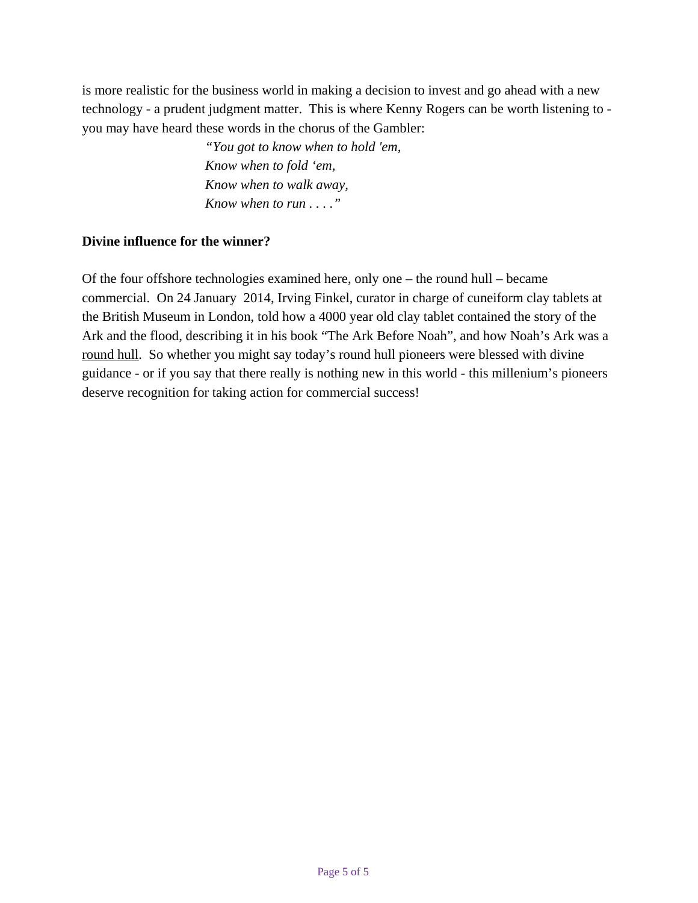is more realistic for the business world in making a decision to invest and go ahead with a new technology - a prudent judgment matter.  This is where Kenny Rogers can be worth listening to - you may have heard these words in the chorus of the Gambler:

> *"You got to know when to hold 'em,*
> *Know when to fold 'em,*
> *Know when to walk away,*
> *Know when to run . . . ."*

**Divine influence for the winner?**

Of the four offshore technologies examined here, only one – the round hull – became commercial.  On 24 January  2014, Irving Finkel, curator in charge of cuneiform clay tablets at the British Museum in London, told how a 4000 year old clay tablet contained the story of the Ark and the flood, describing it in his book "The Ark Before Noah", and how Noah's Ark was a <u>round hull</u>.  So whether you might say today's round hull pioneers were blessed with divine guidance - or if you say that there really is nothing new in this world - this millenium's pioneers deserve recognition for taking action for commercial success!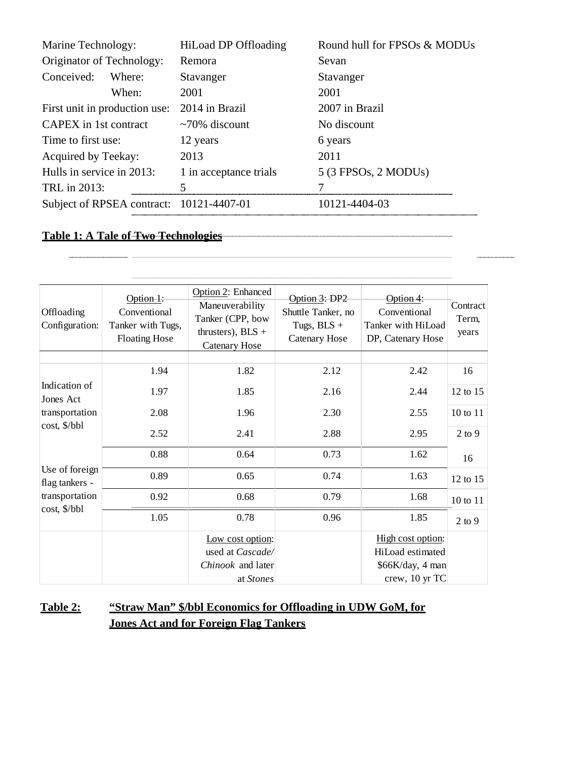| Marine Technology: | HiLoad DP Offloading | Round hull for FPSOs & MODUs |
|---|---|---|
| Originator of Technology: | Remora | Sevan |
| Conceived: Where: | Stavanger | Stavanger |
| When: | 2001 | 2001 |
| First unit in production use: | 2014 in Brazil | 2007 in Brazil |
| CAPEX in 1st contract | ~70% discount | No discount |
| Time to first use: | 12 years | 6 years |
| Acquired by Teekay: | 2013 | 2011 |
| Hulls in service in 2013: | 1 in acceptance trials | 5 (3 FPSOs, 2 MODUs) |
| TRL in 2013: | 5 | 7 |
| Subject of RPSEA contract: | 10121-4407-01 | 10121-4404-03 |

**Table 1: A Tale of Two Technologies**

| Offloading Configuration: | Option 1: Conventional Tanker with Tugs, Floating Hose | Option 2: Enhanced Maneuverability Tanker (CPP, bow thrusters), BLS + Catenary Hose | Option 3: DP2 Shuttle Tanker, no Tugs, BLS + Catenary Hose | Option 4: Conventional Tanker with HiLoad DP, Catenary Hose | Contract Term, years |
|---|---|---|---|---|---|
| Indication of Jones Act transportation cost, $/bbl | 1.94 | 1.82 | 2.12 | 2.42 | 16 |
| | 1.97 | 1.85 | 2.16 | 2.44 | 12 to 15 |
| | 2.08 | 1.96 | 2.30 | 2.55 | 10 to 11 |
| | 2.52 | 2.41 | 2.88 | 2.95 | 2 to 9 |
| Use of foreign flag tankers - transportation cost, $/bbl | 0.88 | 0.64 | 0.73 | 1.62 | 16 |
| | 0.89 | 0.65 | 0.74 | 1.63 | 12 to 15 |
| | 0.92 | 0.68 | 0.79 | 1.68 | 10 to 11 |
| | 1.05 | 0.78 | 0.96 | 1.85 | 2 to 9 |
| | | Low cost option: used at *Cascade/ Chinook* and later at *Stones* | | High cost option: HiLoad estimated $66K/day, 4 man crew, 10 yr TC | |

**Table 2: "Straw Man" $/bbl Economics for Offloading in UDW GoM, for Jones Act and for Foreign Flag Tankers**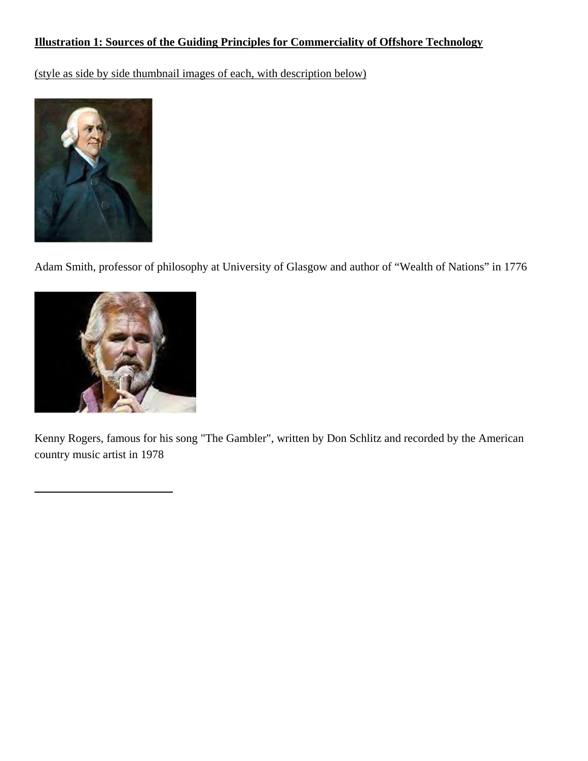**Illustration 1: Sources of the Guiding Principles for Commerciality of Offshore Technology**

(style as side by side thumbnail images of each, with description below)

Adam Smith, professor of philosophy at University of Glasgow and author of "Wealth of Nations" in 1776

Kenny Rogers, famous for his song "The Gambler", written by Don Schlitz and recorded by the American country music artist in 1978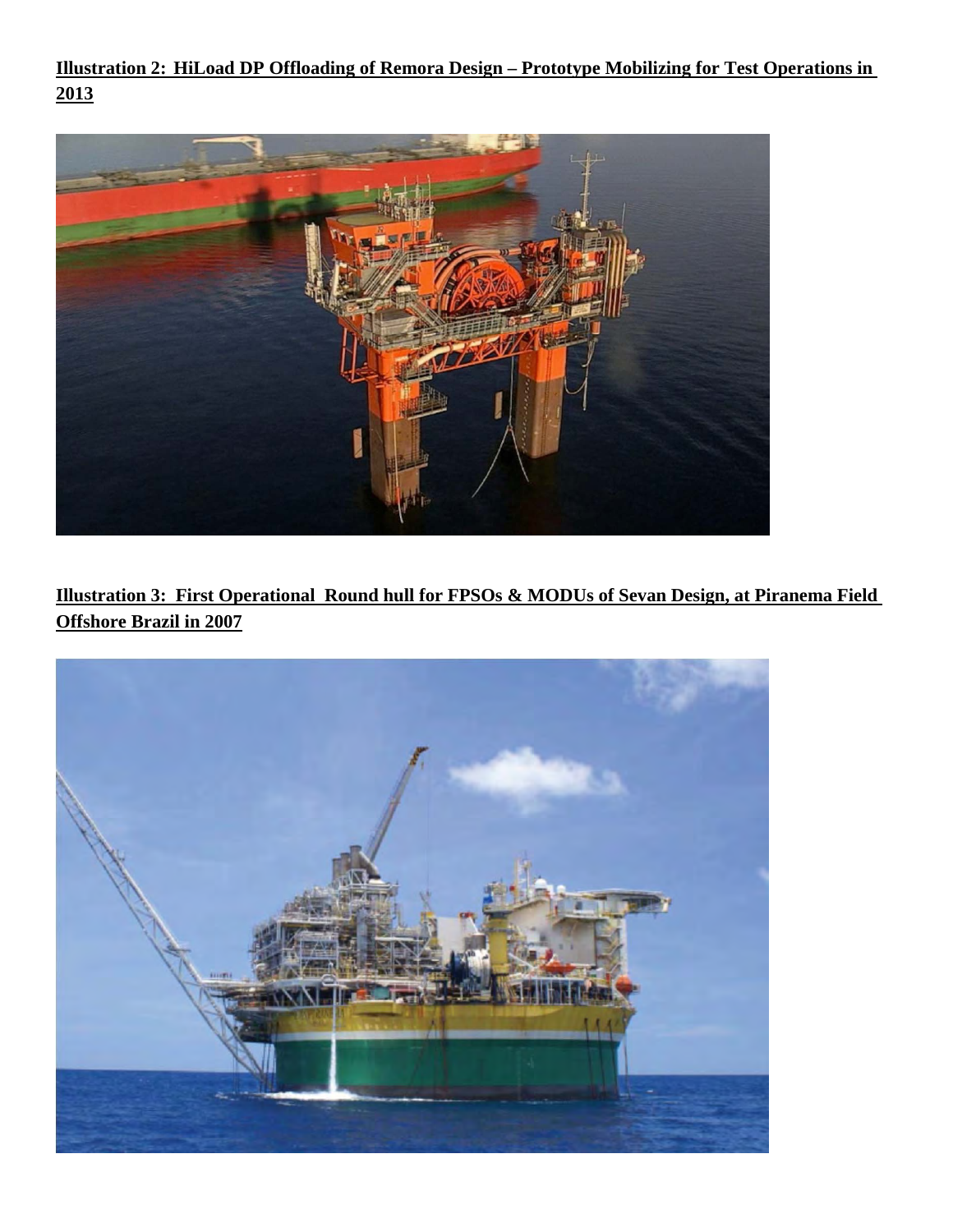**Illustration 2: HiLoad DP Offloading of Remora Design – Prototype Mobilizing for Test Operations in 2013**

**Illustration 3: First Operational Round hull for FPSOs & MODUs of Sevan Design, at Piranema Field Offshore Brazil in 2007**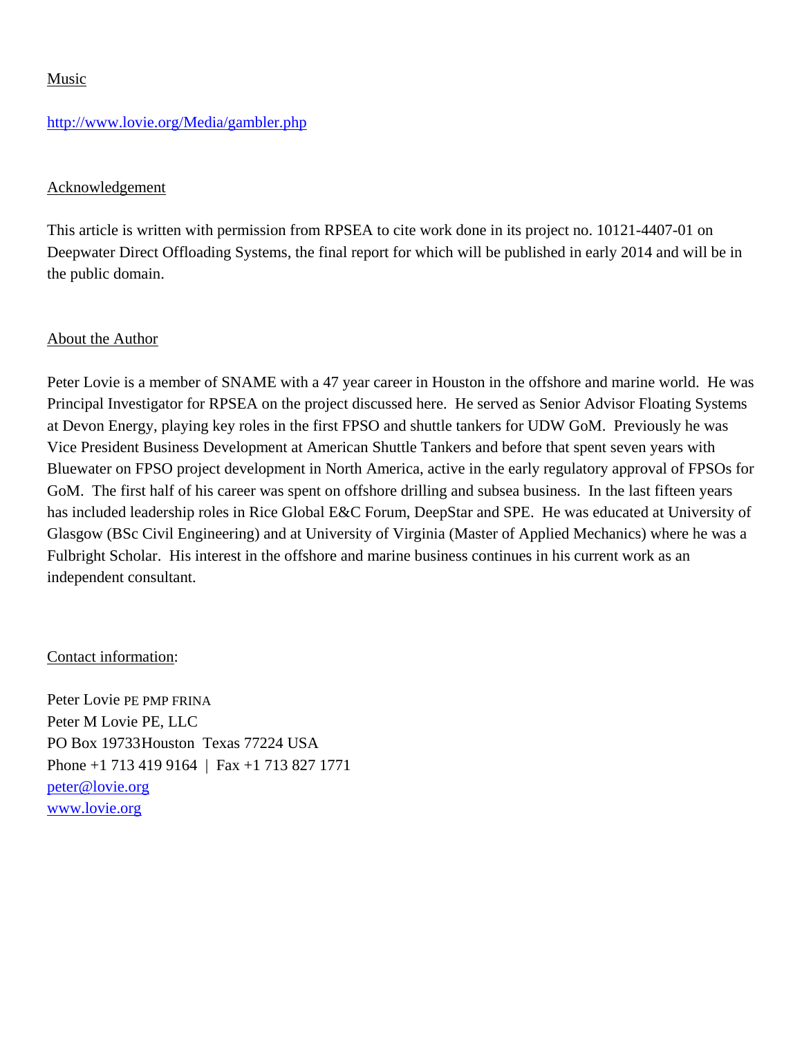Music

http://www.lovie.org/Media/gambler.php

Acknowledgement

This article is written with permission from RPSEA to cite work done in its project no. 10121-4407-01 on Deepwater Direct Offloading Systems, the final report for which will be published in early 2014 and will be in the public domain.

About the Author

Peter Lovie is a member of SNAME with a 47 year career in Houston in the offshore and marine world. He was Principal Investigator for RPSEA on the project discussed here. He served as Senior Advisor Floating Systems at Devon Energy, playing key roles in the first FPSO and shuttle tankers for UDW GoM. Previously he was Vice President Business Development at American Shuttle Tankers and before that spent seven years with Bluewater on FPSO project development in North America, active in the early regulatory approval of FPSOs for GoM. The first half of his career was spent on offshore drilling and subsea business. In the last fifteen years has included leadership roles in Rice Global E&C Forum, DeepStar and SPE. He was educated at University of Glasgow (BSc Civil Engineering) and at University of Virginia (Master of Applied Mechanics) where he was a Fulbright Scholar. His interest in the offshore and marine business continues in his current work as an independent consultant.

Contact information:

Peter Lovie PE PMP FRINA
Peter M Lovie PE, LLC
PO Box 19733Houston Texas 77224 USA
Phone +1 713 419 9164 | Fax +1 713 827 1771
peter@lovie.org
www.lovie.org